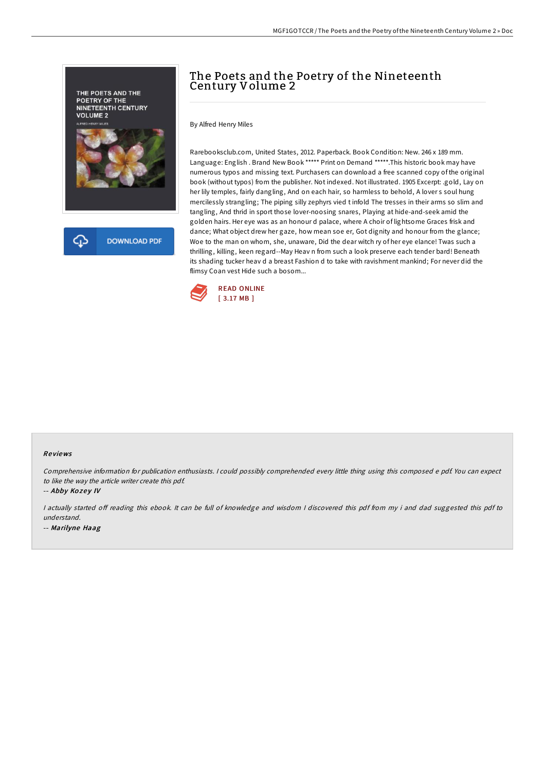# The Poets and the Poetry of the Nineteenth Century Volume 2

By Alfred Henry Miles

Rarebooksclub.com, United States, 2012. Paperback. Book Condition: New. 246 x 189 mm. Language: English . Brand New Book ***** Print on Demand *****.This historic book may have numerous typos and missing text. Purchasers can download a free scanned copy of the original book (without typos) from the publisher. Not indexed. Not illustrated. 1905 Excerpt: .gold, Lay on her lily temples, fairly dangling, And on each hair, so harmless to behold, A lover s soul hung mercilessly strangling; The piping silly zephyrs vied t infold The tresses in their arms so slim and tangling, And thrid in sport those lover-noosing snares, Playing at hide-and-seek amid the golden hairs. Her eye was as an honour d palace, where A choir of lightsome Graces frisk and dance; What object drew her gaze, how mean soe er, Got dignity and honour from the glance; Woe to the man on whom, she, unaware, Did the dear witch ry of her eye elance! Twas such a thrilling, killing, keen regard--May Heav n from such a look preserve each tender bard! Beneath its shading tucker heav d a breast Fashion d to take with ravishment mankind; For never did the flimsy Coan vest Hide such a bosom...

READ ONLINE
[ 3.17 MB ]

## Reviews

*Comprehensive information for publication enthusiasts. I could possibly comprehended every little thing using this composed e pdf. You can expect to like the way the article writer create this pdf.*

-- ***Abby Kozey IV***

*I actually started off reading this ebook. It can be full of knowledge and wisdom I discovered this pdf from my i and dad suggested this pdf to understand.*

-- ***Marilyne Haag***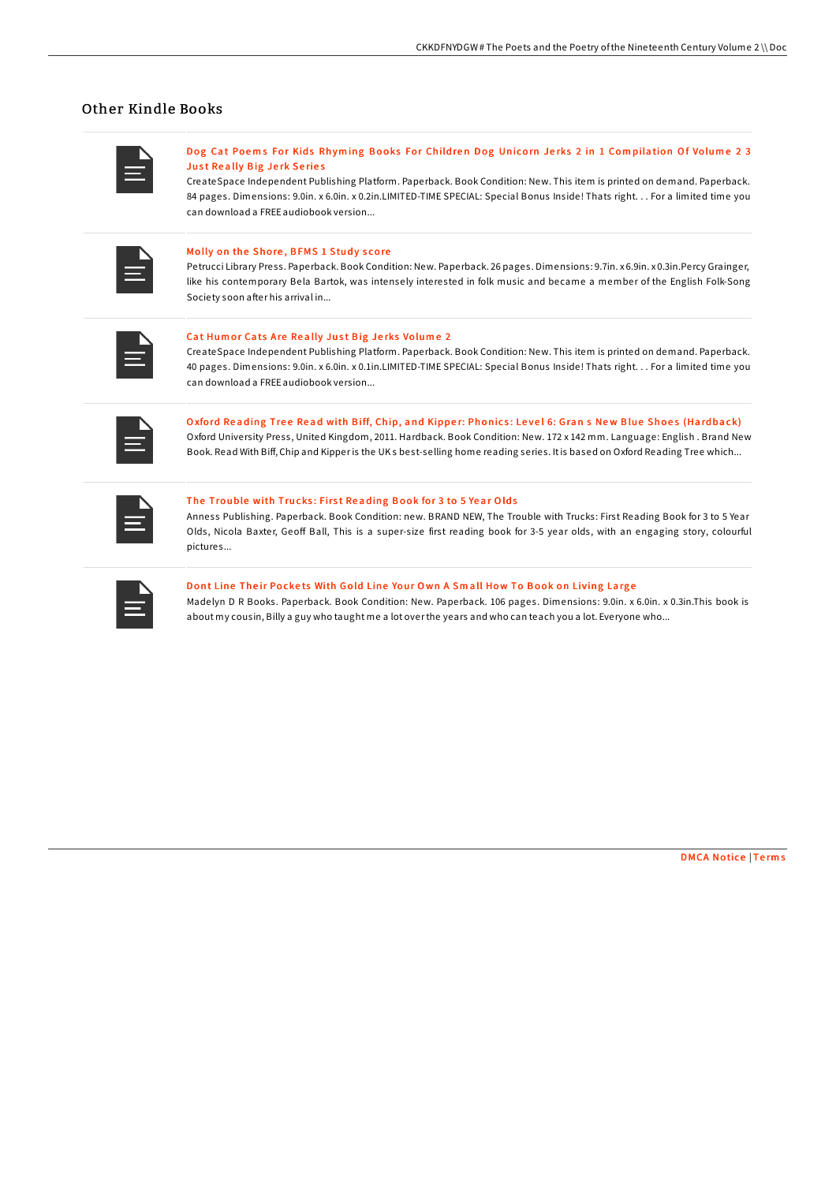## Other Kindle Books

### Dog Cat Poems For Kids Rhyming Books For Children Dog Unicorn Jerks 2 in 1 Compilation Of Volume 2 3 Just Really Big Jerk Series

CreateSpace Independent Publishing Platform. Paperback. Book Condition: New. This item is printed on demand. Paperback. 84 pages. Dimensions: 9.0in. x 6.0in. x 0.2in.LIMITED-TIME SPECIAL: Special Bonus Inside! Thats right. . . For a limited time you can download a FREE audiobook version...

### Molly on the Shore, BFMS 1 Study score

Petrucci Library Press. Paperback. Book Condition: New. Paperback. 26 pages. Dimensions: 9.7in. x 6.9in. x 0.3in.Percy Grainger, like his contemporary Bela Bartok, was intensely interested in folk music and became a member of the English Folk-Song Society soon after his arrival in...

### Cat Humor Cats Are Really Just Big Jerks Volume 2

CreateSpace Independent Publishing Platform. Paperback. Book Condition: New. This item is printed on demand. Paperback. 40 pages. Dimensions: 9.0in. x 6.0in. x 0.1in.LIMITED-TIME SPECIAL: Special Bonus Inside! Thats right. . . For a limited time you can download a FREE audiobook version...

### Oxford Reading Tree Read with Biff, Chip, and Kipper: Phonics: Level 6: Gran s New Blue Shoes (Hardback)

Oxford University Press, United Kingdom, 2011. Hardback. Book Condition: New. 172 x 142 mm. Language: English . Brand New Book. Read With Biff, Chip and Kipper is the UK s best-selling home reading series. It is based on Oxford Reading Tree which...

### The Trouble with Trucks: First Reading Book for 3 to 5 Year Olds

Anness Publishing. Paperback. Book Condition: new. BRAND NEW, The Trouble with Trucks: First Reading Book for 3 to 5 Year Olds, Nicola Baxter, Geoff Ball, This is a super-size first reading book for 3-5 year olds, with an engaging story, colourful pictures...

### Dont Line Their Pockets With Gold Line Your Own A Small How To Book on Living Large

Madelyn D R Books. Paperback. Book Condition: New. Paperback. 106 pages. Dimensions: 9.0in. x 6.0in. x 0.3in.This book is about my cousin, Billy a guy who taught me a lot over the years and who can teach you a lot. Everyone who...

DMCA Notice | Terms